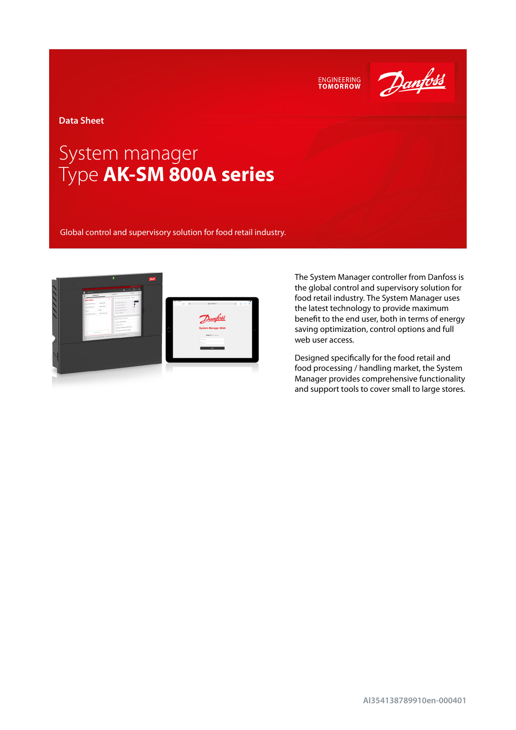ENGINEERING TOMORROW

Data Sheet

# System manager Type **AK-SM 800A series**

Global control and supervisory solution for food retail industry.

The System Manager controller from Danfoss is the global control and supervisory solution for food retail industry. The System Manager uses the latest technology to provide maximum benefit to the end user, both in terms of energy saving optimization, control options and full web user access.

Designed specifically for the food retail and food processing / handling market, the System Manager provides comprehensive functionality and support tools to cover small to large stores.

AI354138789910en-000401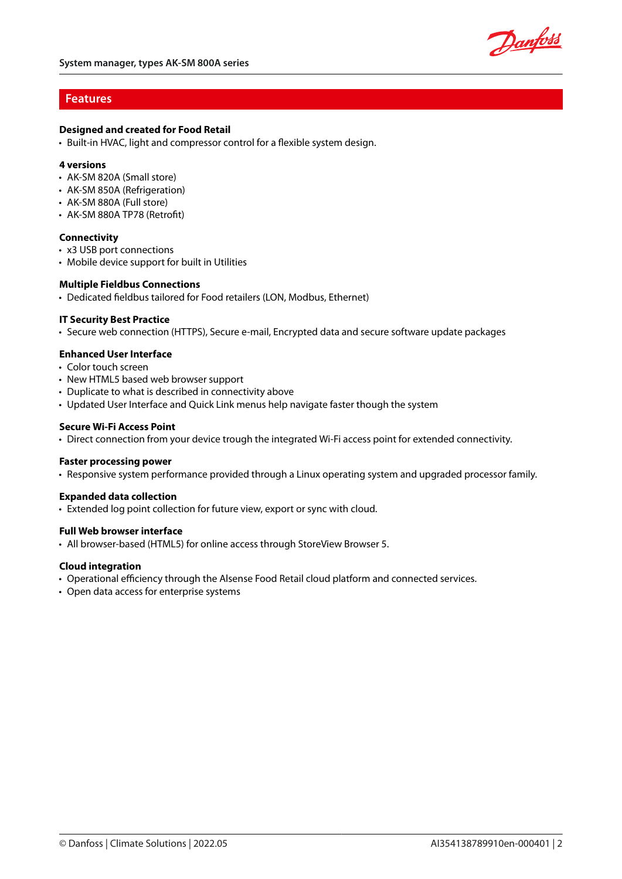## Features

**Designed and created for Food Retail**
- Built-in HVAC, light and compressor control for a flexible system design.

**4 versions**
- AK-SM 820A (Small store)
- AK-SM 850A (Refrigeration)
- AK-SM 880A (Full store)
- AK-SM 880A TP78 (Retrofit)

**Connectivity**
- x3 USB port connections
- Mobile device support for built in Utilities

**Multiple Fieldbus Connections**
- Dedicated fieldbus tailored for Food retailers (LON, Modbus, Ethernet)

**IT Security Best Practice**
- Secure web connection (HTTPS), Secure e-mail, Encrypted data and secure software update packages

**Enhanced User Interface**
- Color touch screen
- New HTML5 based web browser support
- Duplicate to what is described in connectivity above
- Updated User Interface and Quick Link menus help navigate faster though the system

**Secure Wi-Fi Access Point**
- Direct connection from your device trough the integrated Wi-Fi access point for extended connectivity.

**Faster processing power**
- Responsive system performance provided through a Linux operating system and upgraded processor family.

**Expanded data collection**
- Extended log point collection for future view, export or sync with cloud.

**Full Web browser interface**
- All browser-based (HTML5) for online access through StoreView Browser 5.

**Cloud integration**
- Operational efficiency through the Alsense Food Retail cloud platform and connected services.
- Open data access for enterprise systems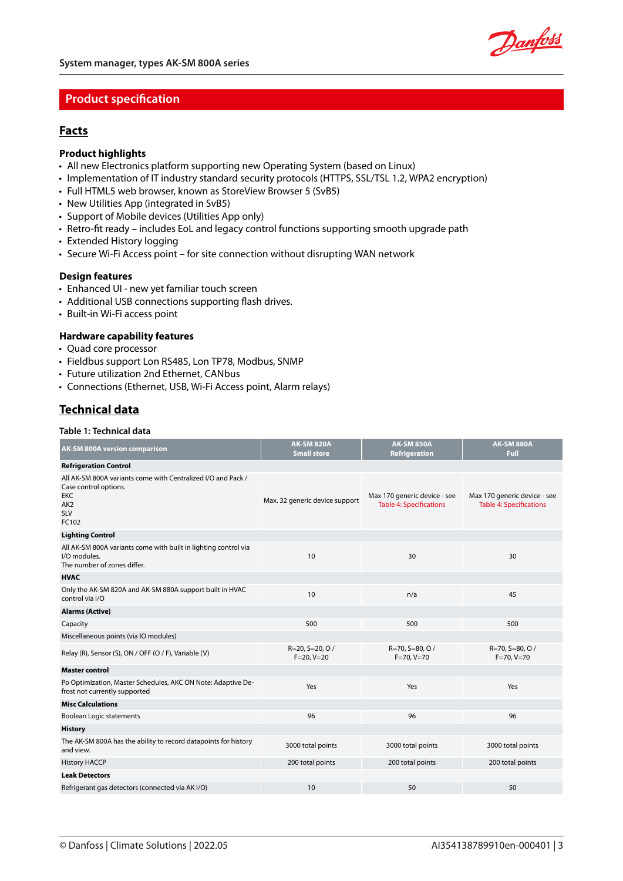## Product specification

### Facts

**Product highlights**

- All new Electronics platform supporting new Operating System (based on Linux)
- Implementation of IT industry standard security protocols (HTTPS, SSL/TSL 1.2, WPA2 encryption)
- Full HTML5 web browser, known as StoreView Browser 5 (SvB5)
- New Utilities App (integrated in SvB5)
- Support of Mobile devices (Utilities App only)
- Retro-fit ready – includes EoL and legacy control functions supporting smooth upgrade path
- Extended History logging
- Secure Wi-Fi Access point – for site connection without disrupting WAN network

**Design features**

- Enhanced UI - new yet familiar touch screen
- Additional USB connections supporting flash drives.
- Built-in Wi-Fi access point

**Hardware capability features**

- Quad core processor
- Fieldbus support Lon RS485, Lon TP78, Modbus, SNMP
- Future utilization 2nd Ethernet, CANbus
- Connections (Ethernet, USB, Wi-Fi Access point, Alarm relays)

### Technical data

**Table 1: Technical data**

| AK-SM 800A version comparison | AK-SM 820A Small store | AK-SM 850A Refrigeration | AK-SM 880A Full |
|---|---|---|---|
| **Refrigeration Control** | | | |
| All AK-SM 800A variants come with Centralized I/O and Pack / Case control options.<br>EKC<br>AK2<br>SLV<br>FC102 | Max. 32 generic device support | Max 170 generic device - see Table 4: Specifications | Max 170 generic device - see Table 4: Specifications |
| **Lighting Control** | | | |
| All AK-SM 800A variants come with built in lighting control via I/O modules.<br>The number of zones differ. | 10 | 30 | 30 |
| **HVAC** | | | |
| Only the AK-SM 820A and AK-SM 880A support built in HVAC control via I/O | 10 | n/a | 45 |
| **Alarms (Active)** | | | |
| Capacity | 500 | 500 | 500 |
| Miscellaneous points (via IO modules) | | | |
| Relay (R), Sensor (S), ON / OFF (O / F), Variable (V) | R=20, S=20, O / F=20, V=20 | R=70, S=80, O / F=70, V=70 | R=70, S=80, O / F=70, V=70 |
| **Master control** | | | |
| Po Optimization, Master Schedules, AKC ON Note: Adaptive Defrost not currently supported | Yes | Yes | Yes |
| **Misc Calculations** | | | |
| Boolean Logic statements | 96 | 96 | 96 |
| **History** | | | |
| The AK-SM 800A has the ability to record datapoints for history and view. | 3000 total points | 3000 total points | 3000 total points |
| History HACCP | 200 total points | 200 total points | 200 total points |
| **Leak Detectors** | | | |
| Refrigerant gas detectors (connected via AK I/O) | 10 | 50 | 50 |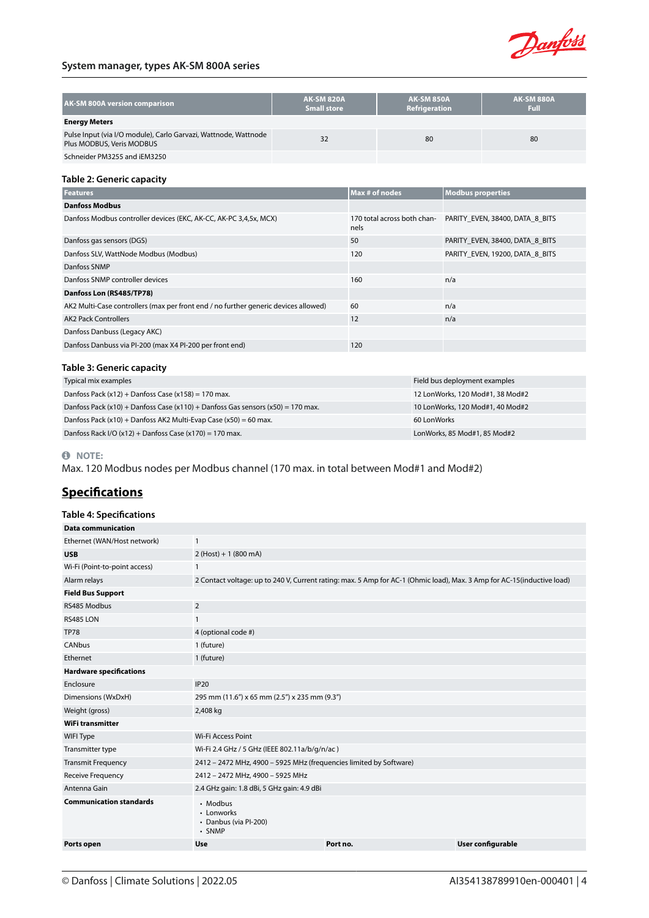| AK-SM 800A version comparison | AK-SM 820A Small store | AK-SM 850A Refrigeration | AK-SM 880A Full |
|---|---|---|---|
| **Energy Meters** | | | |
| Pulse Input (via I/O module), Carlo Garvazi, Wattnode, Wattnode Plus MODBUS, Veris MODBUS | 32 | 80 | 80 |
| Schneider PM3255 and iEM3250 | | | |

### Table 2: Generic capacity

| Features | Max # of nodes | Modbus properties |
|---|---|---|
| **Danfoss Modbus** | | |
| Danfoss Modbus controller devices (EKC, AK-CC, AK-PC 3,4,5x, MCX) | 170 total across both channels | PARITY_EVEN, 38400, DATA_8_BITS |
| Danfoss gas sensors (DGS) | 50 | PARITY_EVEN, 38400, DATA_8_BITS |
| Danfoss SLV, WattNode Modbus (Modbus) | 120 | PARITY_EVEN, 19200, DATA_8_BITS |
| Danfoss SNMP | | |
| Danfoss SNMP controller devices | 160 | n/a |
| **Danfoss Lon (RS485/TP78)** | | |
| AK2 Multi-Case controllers (max per front end / no further generic devices allowed) | 60 | n/a |
| AK2 Pack Controllers | 12 | n/a |
| Danfoss Danbuss (Legacy AKC) | | |
| Danfoss Danbuss via PI-200 (max X4 PI-200 per front end) | 120 | |

### Table 3: Generic capacity

| Typical mix examples | Field bus deployment examples |
|---|---|
| Danfoss Pack (x12) + Danfoss Case (x158) = 170 max. | 12 LonWorks, 120 Mod#1, 38 Mod#2 |
| Danfoss Pack (x10) + Danfoss Case (x110) + Danfoss Gas sensors (x50) = 170 max. | 10 LonWorks, 120 Mod#1, 40 Mod#2 |
| Danfoss Pack (x10) + Danfoss AK2 Multi-Evap Case (x50) = 60 max. | 60 LonWorks |
| Danfoss Rack I/O (x12) + Danfoss Case (x170) = 170 max. | LonWorks, 85 Mod#1, 85 Mod#2 |

**NOTE:**

Max. 120 Modbus nodes per Modbus channel (170 max. in total between Mod#1 and Mod#2)

## Specifications

### Table 4: Specifications

| | | | |
|---|---|---|---|
| **Data communication** | | | |
| Ethernet (WAN/Host network) | 1 | | |
| **USB** | 2 (Host) + 1 (800 mA) | | |
| Wi-Fi (Point-to-point access) | 1 | | |
| Alarm relays | 2 Contact voltage: up to 240 V, Current rating: max. 5 Amp for AC-1 (Ohmic load), Max. 3 Amp for AC-15(inductive load) | | |
| **Field Bus Support** | | | |
| RS485 Modbus | 2 | | |
| RS485 LON | 1 | | |
| TP78 | 4 (optional code #) | | |
| CANbus | 1 (future) | | |
| Ethernet | 1 (future) | | |
| **Hardware specifications** | | | |
| Enclosure | IP20 | | |
| Dimensions (WxDxH) | 295 mm (11.6") x 65 mm (2.5") x 235 mm (9.3") | | |
| Weight (gross) | 2,408 kg | | |
| **WiFi transmitter** | | | |
| WIFI Type | Wi-Fi Access Point | | |
| Transmitter type | Wi-Fi 2.4 GHz / 5 GHz (IEEE 802.11a/b/g/n/ac ) | | |
| Transmit Frequency | 2412 – 2472 MHz, 4900 – 5925 MHz (frequencies limited by Software) | | |
| Receive Frequency | 2412 – 2472 MHz, 4900 – 5925 MHz | | |
| Antenna Gain | 2.4 GHz gain: 1.8 dBi, 5 GHz gain: 4.9 dBi | | |
| **Communication standards** | • Modbus<br>• Lonworks<br>• Danbus (via PI-200)<br>• SNMP | | |
| **Ports open** | **Use** | **Port no.** | **User configurable** |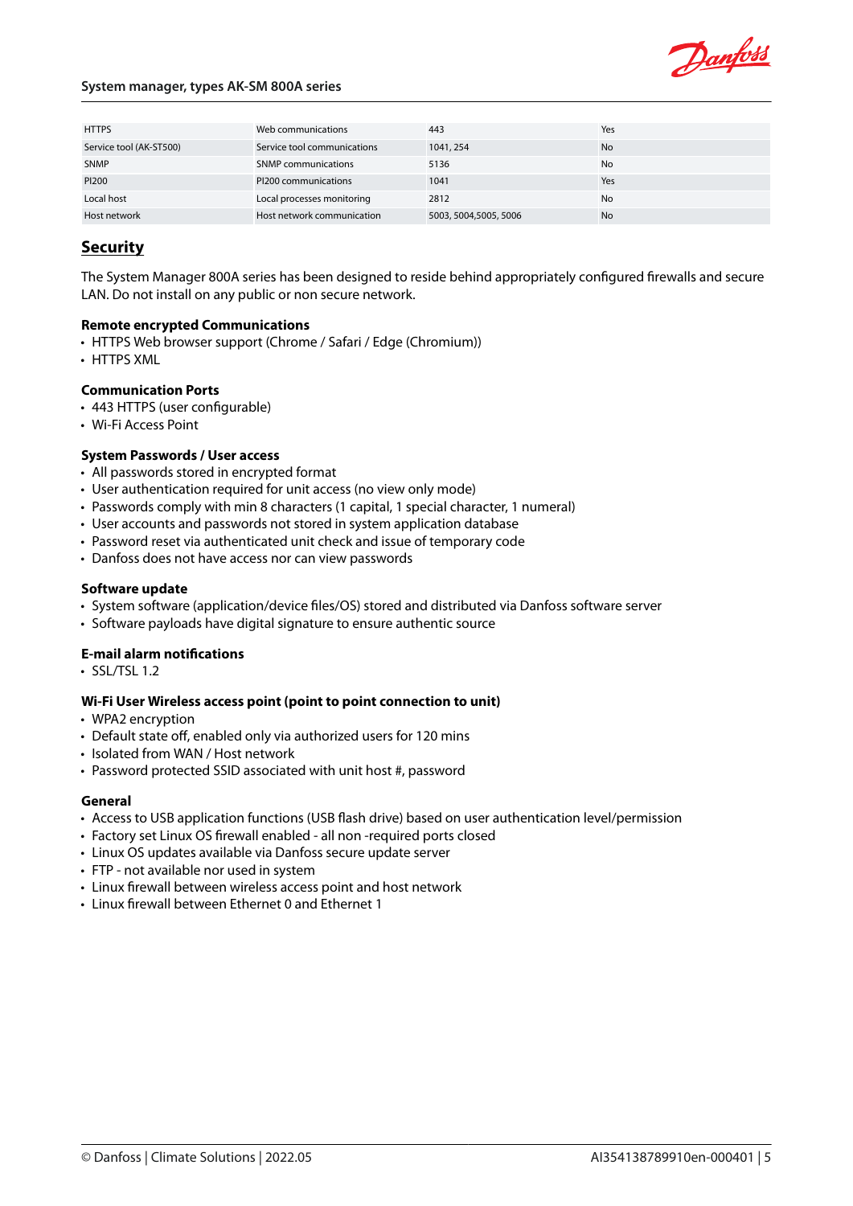| | | | |
|---|---|---|---|
| HTTPS | Web communications | 443 | Yes |
| Service tool (AK-ST500) | Service tool communications | 1041, 254 | No |
| SNMP | SNMP communications | 5136 | No |
| PI200 | PI200 communications | 1041 | Yes |
| Local host | Local processes monitoring | 2812 | No |
| Host network | Host network communication | 5003, 5004,5005, 5006 | No |

## Security

The System Manager 800A series has been designed to reside behind appropriately configured firewalls and secure LAN. Do not install on any public or non secure network.

**Remote encrypted Communications**
- HTTPS Web browser support (Chrome / Safari / Edge (Chromium))
- HTTPS XML

**Communication Ports**
- 443 HTTPS (user configurable)
- Wi-Fi Access Point

**System Passwords / User access**
- All passwords stored in encrypted format
- User authentication required for unit access (no view only mode)
- Passwords comply with min 8 characters (1 capital, 1 special character, 1 numeral)
- User accounts and passwords not stored in system application database
- Password reset via authenticated unit check and issue of temporary code
- Danfoss does not have access nor can view passwords

**Software update**
- System software (application/device files/OS) stored and distributed via Danfoss software server
- Software payloads have digital signature to ensure authentic source

**E-mail alarm notifications**
- SSL/TSL 1.2

**Wi-Fi User Wireless access point (point to point connection to unit)**
- WPA2 encryption
- Default state off, enabled only via authorized users for 120 mins
- Isolated from WAN / Host network
- Password protected SSID associated with unit host #, password

**General**
- Access to USB application functions (USB flash drive) based on user authentication level/permission
- Factory set Linux OS firewall enabled - all non -required ports closed
- Linux OS updates available via Danfoss secure update server
- FTP - not available nor used in system
- Linux firewall between wireless access point and host network
- Linux firewall between Ethernet 0 and Ethernet 1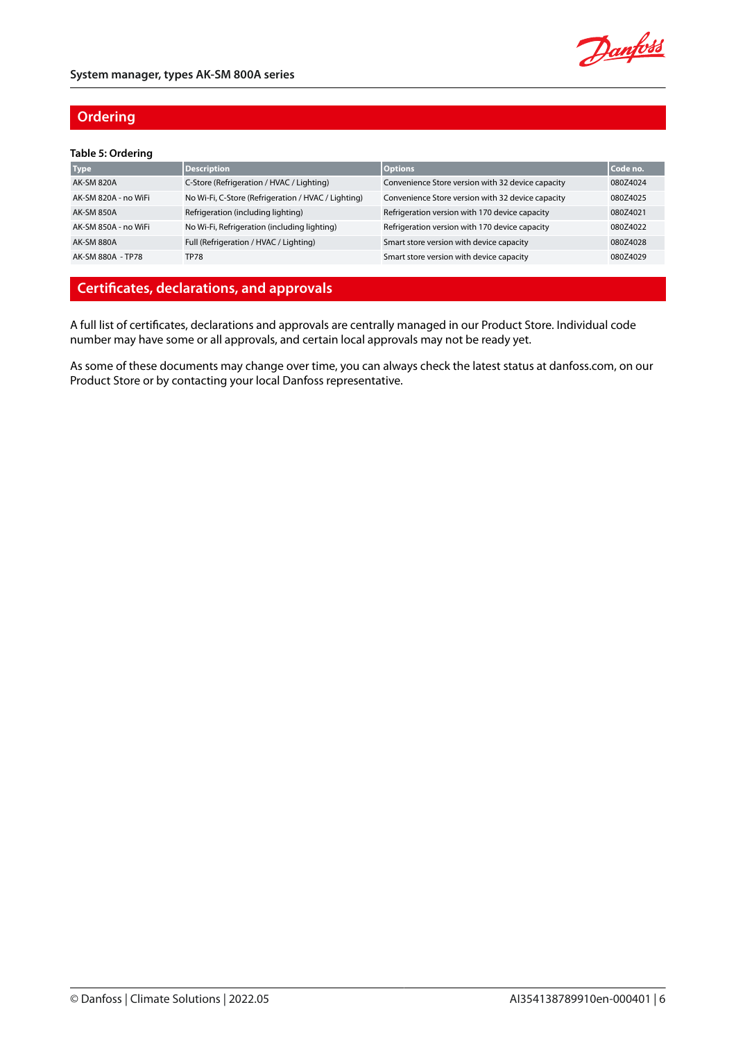## Ordering

**Table 5: Ordering**

| Type | Description | Options | Code no. |
|---|---|---|---|
| AK-SM 820A | C-Store (Refrigeration / HVAC / Lighting) | Convenience Store version with 32 device capacity | 080Z4024 |
| AK-SM 820A - no WiFi | No Wi-Fi, C-Store (Refrigeration / HVAC / Lighting) | Convenience Store version with 32 device capacity | 080Z4025 |
| AK-SM 850A | Refrigeration (including lighting) | Refrigeration version with 170 device capacity | 080Z4021 |
| AK-SM 850A - no WiFi | No Wi-Fi, Refrigeration (including lighting) | Refrigeration version with 170 device capacity | 080Z4022 |
| AK-SM 880A | Full (Refrigeration / HVAC / Lighting) | Smart store version with device capacity | 080Z4028 |
| AK-SM 880A - TP78 | TP78 | Smart store version with device capacity | 080Z4029 |

## Certificates, declarations, and approvals

A full list of certificates, declarations and approvals are centrally managed in our Product Store. Individual code number may have some or all approvals, and certain local approvals may not be ready yet.

As some of these documents may change over time, you can always check the latest status at danfoss.com, on our Product Store or by contacting your local Danfoss representative.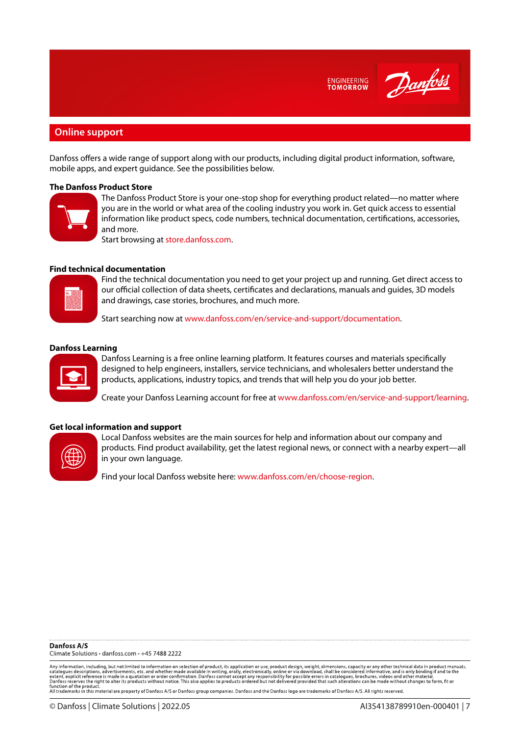## Online support

Danfoss offers a wide range of support along with our products, including digital product information, software, mobile apps, and expert guidance. See the possibilities below.

**The Danfoss Product Store**

The Danfoss Product Store is your one-stop shop for everything product related—no matter where you are in the world or what area of the cooling industry you work in. Get quick access to essential information like product specs, code numbers, technical documentation, certifications, accessories, and more.
Start browsing at store.danfoss.com.

**Find technical documentation**

Find the technical documentation you need to get your project up and running. Get direct access to our official collection of data sheets, certificates and declarations, manuals and guides, 3D models and drawings, case stories, brochures, and much more.

Start searching now at www.danfoss.com/en/service-and-support/documentation.

**Danfoss Learning**

Danfoss Learning is a free online learning platform. It features courses and materials specifically designed to help engineers, installers, service technicians, and wholesalers better understand the products, applications, industry topics, and trends that will help you do your job better.

Create your Danfoss Learning account for free at www.danfoss.com/en/service-and-support/learning.

**Get local information and support**

Local Danfoss websites are the main sources for help and information about our company and products. Find product availability, get the latest regional news, or connect with a nearby expert—all in your own language.

Find your local Danfoss website here: www.danfoss.com/en/choose-region.

**Danfoss A/S**
Climate Solutions • danfoss.com • +45 7488 2222

Any information, including, but not limited to information on selection of product, its application or use, product design, weight, dimensions, capacity or any other technical data in product manuals, catalogues descriptions, advertisements, etc. and whether made available in writing, orally, electronically, online or via download, shall be considered informative, and is only binding if and to the extent, explicit reference is made in a quotation or order confirmation. Danfoss cannot accept any responsibility for possible errors in catalogues, brochures, videos and other material. Danfoss reserves the right to alter its products without notice. This also applies to products ordered but not delivered provided that such alterations can be made without changes to form, fit or function of the product.
All trademarks in this material are property of Danfoss A/S or Danfoss group companies. Danfoss and the Danfoss logo are trademarks of Danfoss A/S. All rights reserved.

© Danfoss | Climate Solutions | 2022.05 AI354138789910en-000401